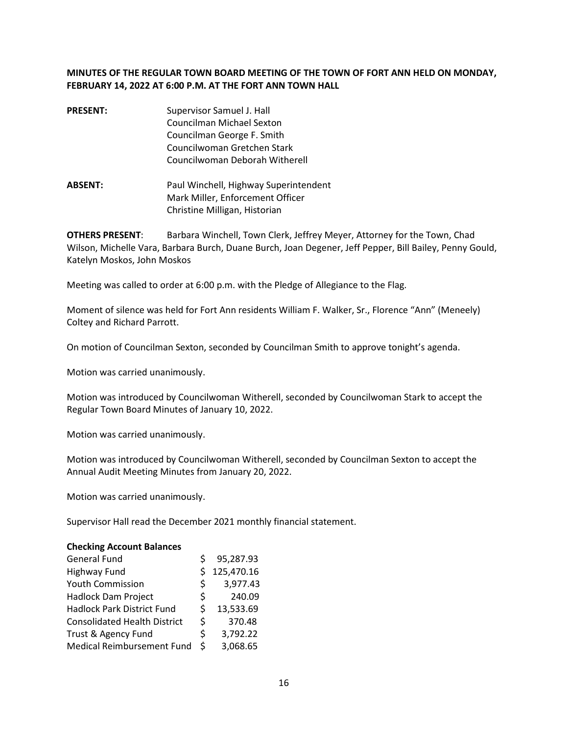**MINUTES OF THE REGULAR TOWN BOARD MEETING OF THE TOWN OF FORT ANN HELD ON MONDAY, FEBRUARY 14, 2022 AT 6:00 P.M. AT THE FORT ANN TOWN HALL**

**PRESENT:** Supervisor Samuel J. Hall
Councilman Michael Sexton
Councilman George F. Smith
Councilwoman Gretchen Stark
Councilwoman Deborah Witherell

**ABSENT:** Paul Winchell, Highway Superintendent
Mark Miller, Enforcement Officer
Christine Milligan, Historian

**OTHERS PRESENT**: Barbara Winchell, Town Clerk, Jeffrey Meyer, Attorney for the Town, Chad Wilson, Michelle Vara, Barbara Burch, Duane Burch, Joan Degener, Jeff Pepper, Bill Bailey, Penny Gould, Katelyn Moskos, John Moskos

Meeting was called to order at 6:00 p.m. with the Pledge of Allegiance to the Flag.

Moment of silence was held for Fort Ann residents William F. Walker, Sr., Florence "Ann" (Meneely) Coltey and Richard Parrott.

On motion of Councilman Sexton, seconded by Councilman Smith to approve tonight's agenda.

Motion was carried unanimously.

Motion was introduced by Councilwoman Witherell, seconded by Councilwoman Stark to accept the Regular Town Board Minutes of January 10, 2022.

Motion was carried unanimously.

Motion was introduced by Councilwoman Witherell, seconded by Councilman Sexton to accept the Annual Audit Meeting Minutes from January 20, 2022.

Motion was carried unanimously.

Supervisor Hall read the December 2021 monthly financial statement.

**Checking Account Balances**

| | |
|---|---|
| General Fund | $ 95,287.93 |
| Highway Fund | $ 125,470.16 |
| Youth Commission | $ 3,977.43 |
| Hadlock Dam Project | $ 240.09 |
| Hadlock Park District Fund | $ 13,533.69 |
| Consolidated Health District | $ 370.48 |
| Trust & Agency Fund | $ 3,792.22 |
| Medical Reimbursement Fund | $ 3,068.65 |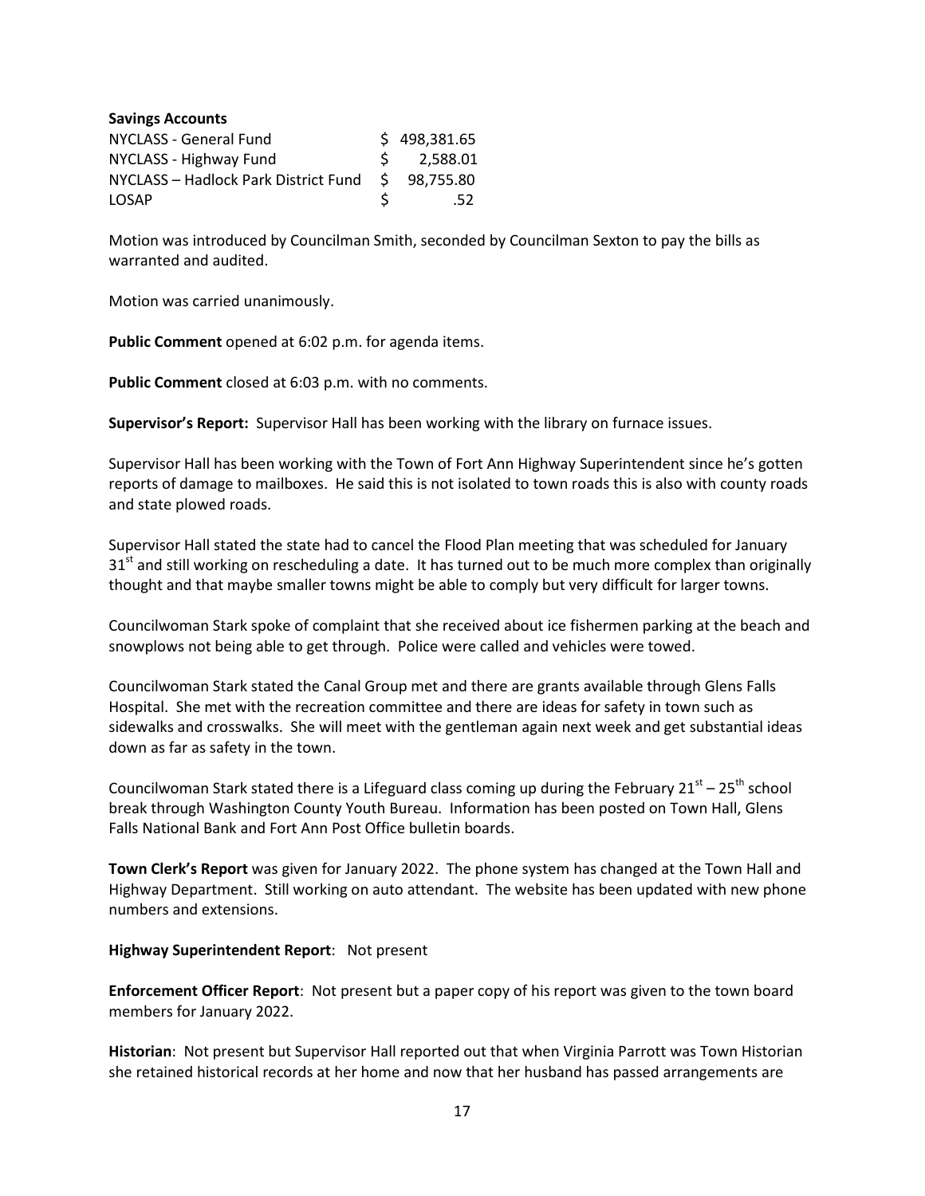**Savings Accounts**

| | |
|---|---|
| NYCLASS - General Fund | $ 498,381.65 |
| NYCLASS - Highway Fund | $ 2,588.01 |
| NYCLASS – Hadlock Park District Fund | $ 98,755.80 |
| LOSAP | $ .52 |

Motion was introduced by Councilman Smith, seconded by Councilman Sexton to pay the bills as warranted and audited.

Motion was carried unanimously.

**Public Comment** opened at 6:02 p.m. for agenda items.

**Public Comment** closed at 6:03 p.m. with no comments.

**Supervisor's Report:** Supervisor Hall has been working with the library on furnace issues.

Supervisor Hall has been working with the Town of Fort Ann Highway Superintendent since he's gotten reports of damage to mailboxes. He said this is not isolated to town roads this is also with county roads and state plowed roads.

Supervisor Hall stated the state had to cancel the Flood Plan meeting that was scheduled for January 31st and still working on rescheduling a date. It has turned out to be much more complex than originally thought and that maybe smaller towns might be able to comply but very difficult for larger towns.

Councilwoman Stark spoke of complaint that she received about ice fishermen parking at the beach and snowplows not being able to get through. Police were called and vehicles were towed.

Councilwoman Stark stated the Canal Group met and there are grants available through Glens Falls Hospital. She met with the recreation committee and there are ideas for safety in town such as sidewalks and crosswalks. She will meet with the gentleman again next week and get substantial ideas down as far as safety in the town.

Councilwoman Stark stated there is a Lifeguard class coming up during the February 21st – 25th school break through Washington County Youth Bureau. Information has been posted on Town Hall, Glens Falls National Bank and Fort Ann Post Office bulletin boards.

**Town Clerk's Report** was given for January 2022. The phone system has changed at the Town Hall and Highway Department. Still working on auto attendant. The website has been updated with new phone numbers and extensions.

**Highway Superintendent Report**: Not present

**Enforcement Officer Report**: Not present but a paper copy of his report was given to the town board members for January 2022.

**Historian**: Not present but Supervisor Hall reported out that when Virginia Parrott was Town Historian she retained historical records at her home and now that her husband has passed arrangements are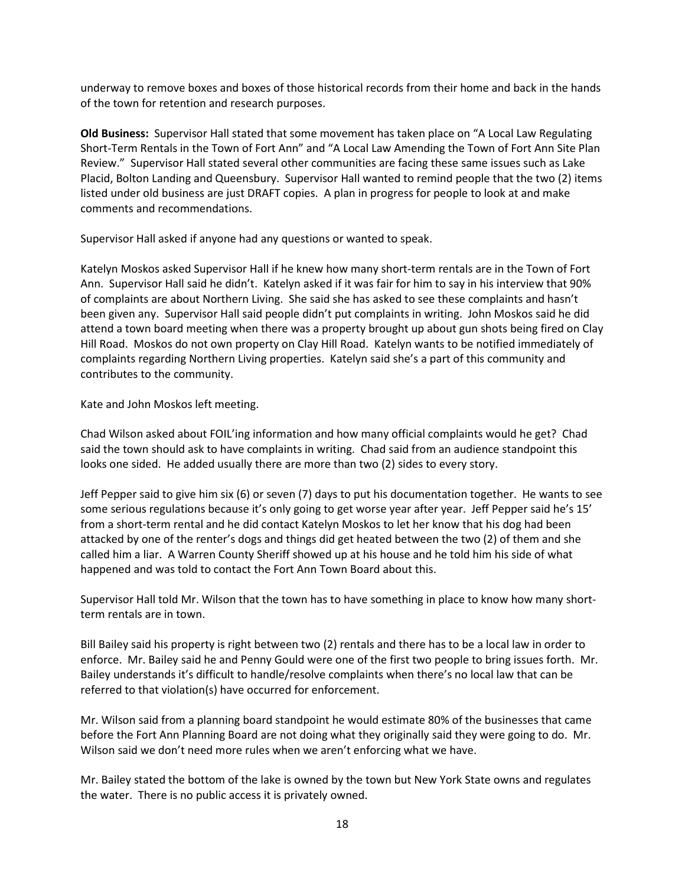underway to remove boxes and boxes of those historical records from their home and back in the hands of the town for retention and research purposes.

**Old Business:** Supervisor Hall stated that some movement has taken place on "A Local Law Regulating Short-Term Rentals in the Town of Fort Ann" and "A Local Law Amending the Town of Fort Ann Site Plan Review." Supervisor Hall stated several other communities are facing these same issues such as Lake Placid, Bolton Landing and Queensbury. Supervisor Hall wanted to remind people that the two (2) items listed under old business are just DRAFT copies. A plan in progress for people to look at and make comments and recommendations.

Supervisor Hall asked if anyone had any questions or wanted to speak.

Katelyn Moskos asked Supervisor Hall if he knew how many short-term rentals are in the Town of Fort Ann. Supervisor Hall said he didn't. Katelyn asked if it was fair for him to say in his interview that 90% of complaints are about Northern Living. She said she has asked to see these complaints and hasn't been given any. Supervisor Hall said people didn't put complaints in writing. John Moskos said he did attend a town board meeting when there was a property brought up about gun shots being fired on Clay Hill Road. Moskos do not own property on Clay Hill Road. Katelyn wants to be notified immediately of complaints regarding Northern Living properties. Katelyn said she's a part of this community and contributes to the community.

Kate and John Moskos left meeting.

Chad Wilson asked about FOIL'ing information and how many official complaints would he get? Chad said the town should ask to have complaints in writing. Chad said from an audience standpoint this looks one sided. He added usually there are more than two (2) sides to every story.

Jeff Pepper said to give him six (6) or seven (7) days to put his documentation together. He wants to see some serious regulations because it's only going to get worse year after year. Jeff Pepper said he's 15' from a short-term rental and he did contact Katelyn Moskos to let her know that his dog had been attacked by one of the renter's dogs and things did get heated between the two (2) of them and she called him a liar. A Warren County Sheriff showed up at his house and he told him his side of what happened and was told to contact the Fort Ann Town Board about this.

Supervisor Hall told Mr. Wilson that the town has to have something in place to know how many short-term rentals are in town.

Bill Bailey said his property is right between two (2) rentals and there has to be a local law in order to enforce. Mr. Bailey said he and Penny Gould were one of the first two people to bring issues forth. Mr. Bailey understands it's difficult to handle/resolve complaints when there's no local law that can be referred to that violation(s) have occurred for enforcement.

Mr. Wilson said from a planning board standpoint he would estimate 80% of the businesses that came before the Fort Ann Planning Board are not doing what they originally said they were going to do. Mr. Wilson said we don't need more rules when we aren't enforcing what we have.

Mr. Bailey stated the bottom of the lake is owned by the town but New York State owns and regulates the water. There is no public access it is privately owned.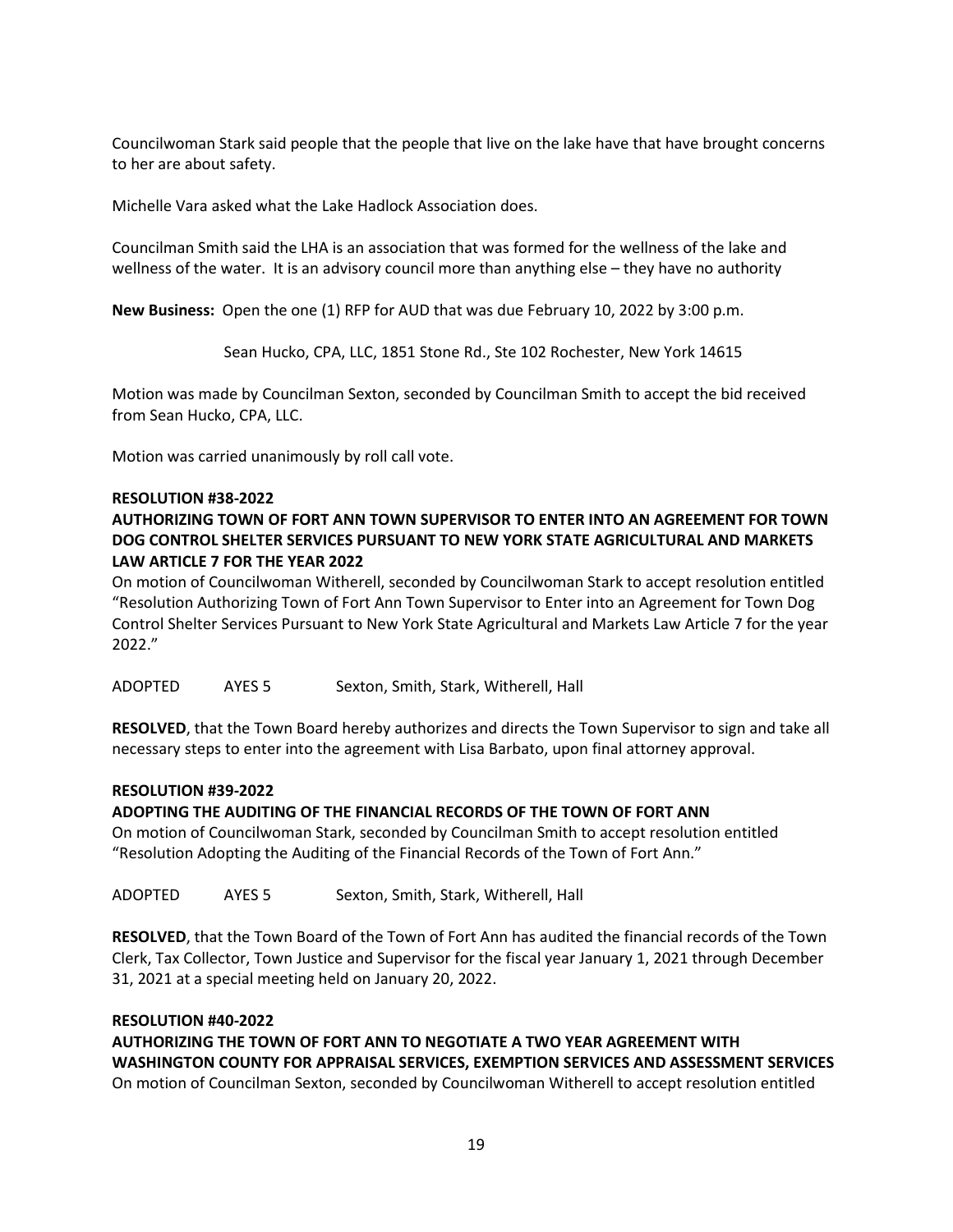Councilwoman Stark said people that the people that live on the lake have that have brought concerns to her are about safety.

Michelle Vara asked what the Lake Hadlock Association does.

Councilman Smith said the LHA is an association that was formed for the wellness of the lake and wellness of the water. It is an advisory council more than anything else – they have no authority

**New Business:** Open the one (1) RFP for AUD that was due February 10, 2022 by 3:00 p.m.

Sean Hucko, CPA, LLC, 1851 Stone Rd., Ste 102 Rochester, New York 14615

Motion was made by Councilman Sexton, seconded by Councilman Smith to accept the bid received from Sean Hucko, CPA, LLC.

Motion was carried unanimously by roll call vote.

**RESOLUTION #38-2022**

**AUTHORIZING TOWN OF FORT ANN TOWN SUPERVISOR TO ENTER INTO AN AGREEMENT FOR TOWN DOG CONTROL SHELTER SERVICES PURSUANT TO NEW YORK STATE AGRICULTURAL AND MARKETS LAW ARTICLE 7 FOR THE YEAR 2022**

On motion of Councilwoman Witherell, seconded by Councilwoman Stark to accept resolution entitled "Resolution Authorizing Town of Fort Ann Town Supervisor to Enter into an Agreement for Town Dog Control Shelter Services Pursuant to New York State Agricultural and Markets Law Article 7 for the year 2022."

ADOPTED AYES 5 Sexton, Smith, Stark, Witherell, Hall

**RESOLVED**, that the Town Board hereby authorizes and directs the Town Supervisor to sign and take all necessary steps to enter into the agreement with Lisa Barbato, upon final attorney approval.

**RESOLUTION #39-2022**

**ADOPTING THE AUDITING OF THE FINANCIAL RECORDS OF THE TOWN OF FORT ANN**

On motion of Councilwoman Stark, seconded by Councilman Smith to accept resolution entitled "Resolution Adopting the Auditing of the Financial Records of the Town of Fort Ann."

ADOPTED AYES 5 Sexton, Smith, Stark, Witherell, Hall

**RESOLVED**, that the Town Board of the Town of Fort Ann has audited the financial records of the Town Clerk, Tax Collector, Town Justice and Supervisor for the fiscal year January 1, 2021 through December 31, 2021 at a special meeting held on January 20, 2022.

**RESOLUTION #40-2022**

**AUTHORIZING THE TOWN OF FORT ANN TO NEGOTIATE A TWO YEAR AGREEMENT WITH WASHINGTON COUNTY FOR APPRAISAL SERVICES, EXEMPTION SERVICES AND ASSESSMENT SERVICES**

On motion of Councilman Sexton, seconded by Councilwoman Witherell to accept resolution entitled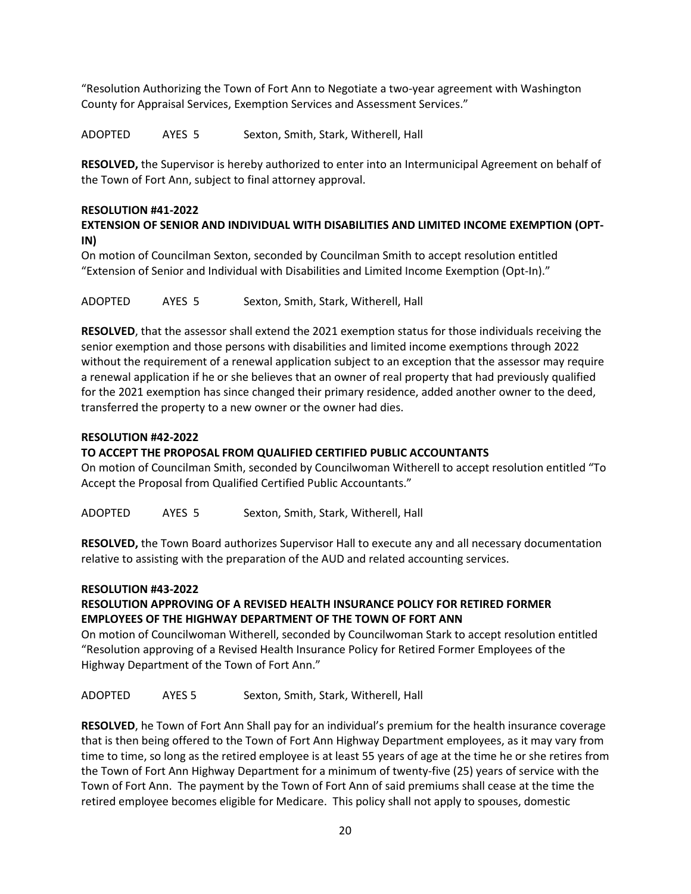"Resolution Authorizing the Town of Fort Ann to Negotiate a two-year agreement with Washington County for Appraisal Services, Exemption Services and Assessment Services."

ADOPTED AYES 5 Sexton, Smith, Stark, Witherell, Hall

**RESOLVED,** the Supervisor is hereby authorized to enter into an Intermunicipal Agreement on behalf of the Town of Fort Ann, subject to final attorney approval.

**RESOLUTION #41-2022**

**EXTENSION OF SENIOR AND INDIVIDUAL WITH DISABILITIES AND LIMITED INCOME EXEMPTION (OPT-IN)**

On motion of Councilman Sexton, seconded by Councilman Smith to accept resolution entitled "Extension of Senior and Individual with Disabilities and Limited Income Exemption (Opt-In)."

ADOPTED AYES 5 Sexton, Smith, Stark, Witherell, Hall

**RESOLVED**, that the assessor shall extend the 2021 exemption status for those individuals receiving the senior exemption and those persons with disabilities and limited income exemptions through 2022 without the requirement of a renewal application subject to an exception that the assessor may require a renewal application if he or she believes that an owner of real property that had previously qualified for the 2021 exemption has since changed their primary residence, added another owner to the deed, transferred the property to a new owner or the owner had dies.

**RESOLUTION #42-2022**

**TO ACCEPT THE PROPOSAL FROM QUALIFIED CERTIFIED PUBLIC ACCOUNTANTS**

On motion of Councilman Smith, seconded by Councilwoman Witherell to accept resolution entitled "To Accept the Proposal from Qualified Certified Public Accountants."

ADOPTED AYES 5 Sexton, Smith, Stark, Witherell, Hall

**RESOLVED,** the Town Board authorizes Supervisor Hall to execute any and all necessary documentation relative to assisting with the preparation of the AUD and related accounting services.

**RESOLUTION #43-2022**

**RESOLUTION APPROVING OF A REVISED HEALTH INSURANCE POLICY FOR RETIRED FORMER EMPLOYEES OF THE HIGHWAY DEPARTMENT OF THE TOWN OF FORT ANN**

On motion of Councilwoman Witherell, seconded by Councilwoman Stark to accept resolution entitled "Resolution approving of a Revised Health Insurance Policy for Retired Former Employees of the Highway Department of the Town of Fort Ann."

ADOPTED AYES 5 Sexton, Smith, Stark, Witherell, Hall

**RESOLVED**, he Town of Fort Ann Shall pay for an individual's premium for the health insurance coverage that is then being offered to the Town of Fort Ann Highway Department employees, as it may vary from time to time, so long as the retired employee is at least 55 years of age at the time he or she retires from the Town of Fort Ann Highway Department for a minimum of twenty-five (25) years of service with the Town of Fort Ann. The payment by the Town of Fort Ann of said premiums shall cease at the time the retired employee becomes eligible for Medicare. This policy shall not apply to spouses, domestic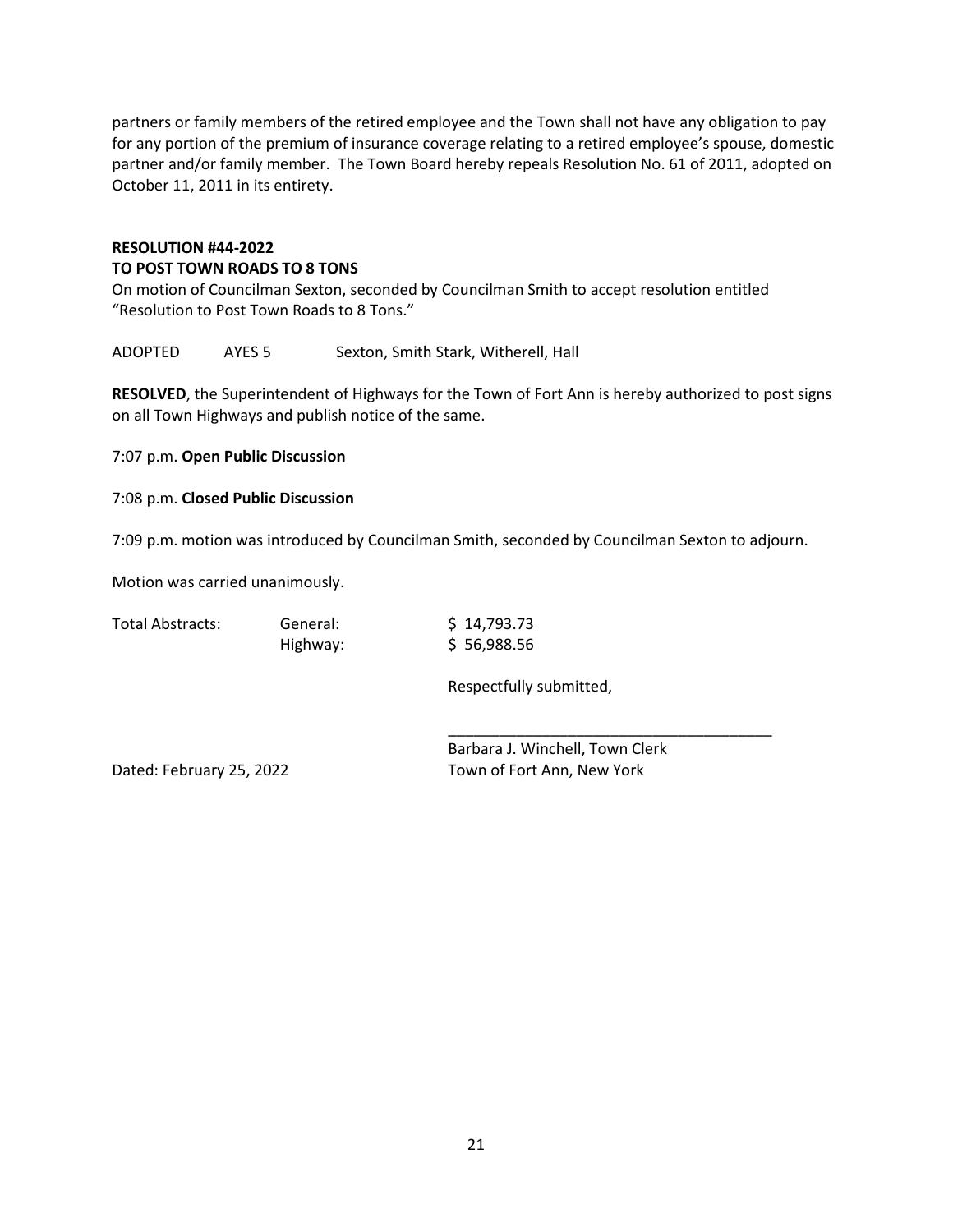partners or family members of the retired employee and the Town shall not have any obligation to pay for any portion of the premium of insurance coverage relating to a retired employee's spouse, domestic partner and/or family member. The Town Board hereby repeals Resolution No. 61 of 2011, adopted on October 11, 2011 in its entirety.

**RESOLUTION #44-2022**
**TO POST TOWN ROADS TO 8 TONS**

On motion of Councilman Sexton, seconded by Councilman Smith to accept resolution entitled "Resolution to Post Town Roads to 8 Tons."

ADOPTED AYES 5 Sexton, Smith Stark, Witherell, Hall

**RESOLVED**, the Superintendent of Highways for the Town of Fort Ann is hereby authorized to post signs on all Town Highways and publish notice of the same.

7:07 p.m. **Open Public Discussion**

7:08 p.m. **Closed Public Discussion**

7:09 p.m. motion was introduced by Councilman Smith, seconded by Councilman Sexton to adjourn.

Motion was carried unanimously.

| | | |
|---|---|---|
| Total Abstracts: | General: | $ 14,793.73 |
| | Highway: | $ 56,988.56 |

Respectfully submitted,

\_\_\_\_\_\_\_\_\_\_\_\_\_\_\_\_\_\_\_\_\_\_\_\_\_\_\_\_\_\_\_\_\_\_\_\_\_\_

Barbara J. Winchell, Town Clerk
Town of Fort Ann, New York

Dated: February 25, 2022